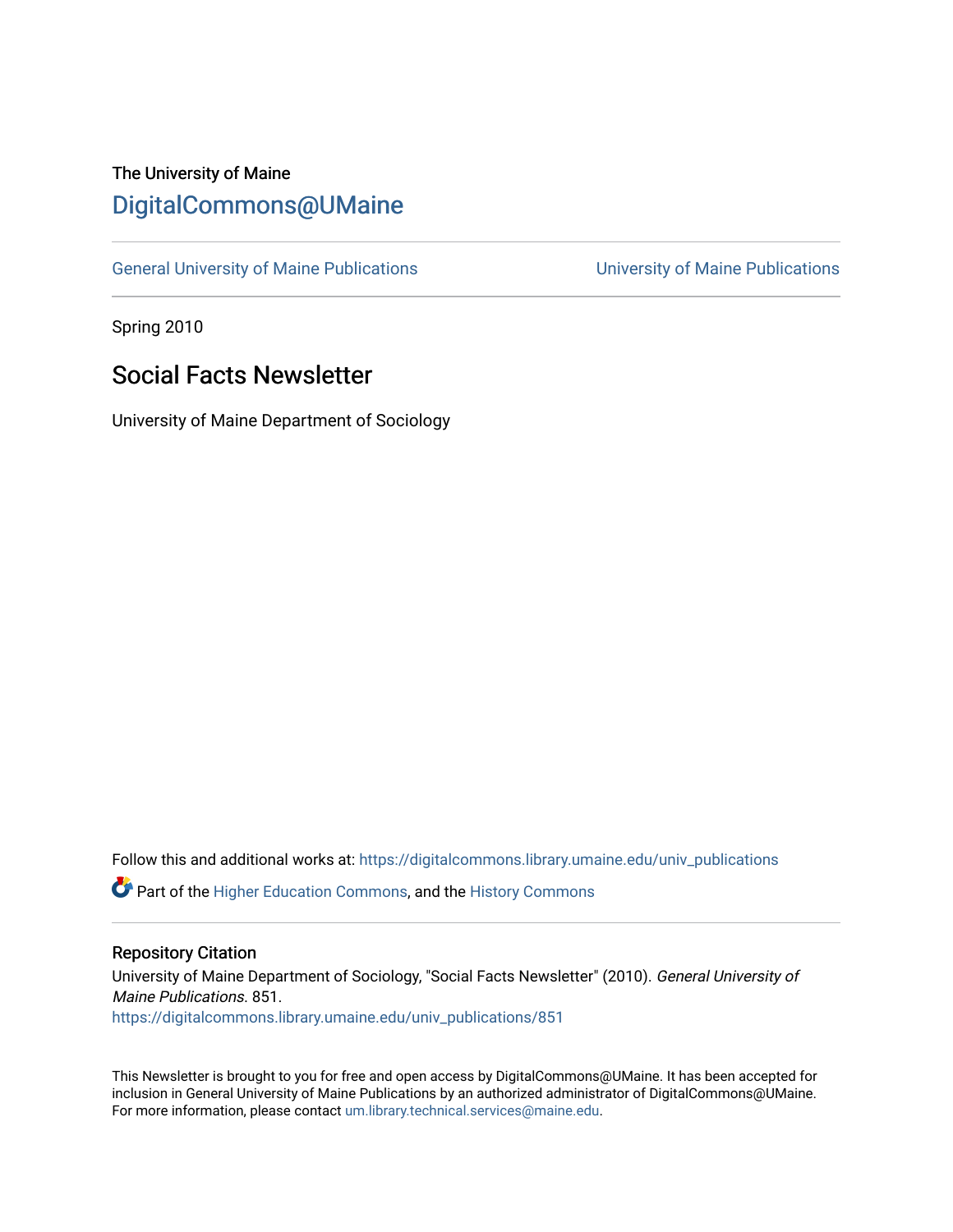The University of Maine

# DigitalCommons@UMaine

General University of Maine Publications | University of Maine Publications

Spring 2010

## Social Facts Newsletter

University of Maine Department of Sociology

Follow this and additional works at: https://digitalcommons.library.umaine.edu/univ_publications

Part of the Higher Education Commons, and the History Commons

### Repository Citation

University of Maine Department of Sociology, "Social Facts Newsletter" (2010). *General University of Maine Publications*. 851.
https://digitalcommons.library.umaine.edu/univ_publications/851

This Newsletter is brought to you for free and open access by DigitalCommons@UMaine. It has been accepted for inclusion in General University of Maine Publications by an authorized administrator of DigitalCommons@UMaine. For more information, please contact um.library.technical.services@maine.edu.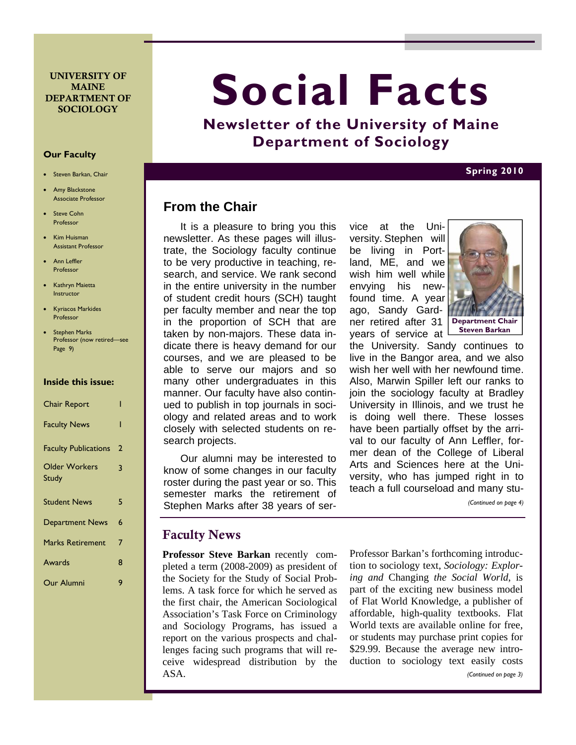**UNIVERSITY OF MAINE DEPARTMENT OF SOCIOLOGY**

# Social Facts

## Newsletter of the University of Maine Department of Sociology

**Spring 2010**

**Our Faculty**

- Steven Barkan, Chair
- Amy Blackstone
  Associate Professor
- Steve Cohn
  Professor
- Kim Huisman
  Assistant Professor
- Ann Leffler
  Professor
- Kathryn Maietta
  Instructor
- Kyriacos Markides
  Professor
- Stephen Marks
  Professor (now retired—see Page 9)

**Inside this issue:**

| | |
|---|---|
| Chair Report | 1 |
| Faculty News | 1 |
| Faculty Publications | 2 |
| Older Workers Study | 3 |
| Student News | 5 |
| Department News | 6 |
| Marks Retirement | 7 |
| Awards | 8 |
| Our Alumni | 9 |

## From the Chair

It is a pleasure to bring you this newsletter. As these pages will illustrate, the Sociology faculty continue to be very productive in teaching, research, and service. We rank second in the entire university in the number of student credit hours (SCH) taught per faculty member and near the top in the proportion of SCH that are taken by non-majors. These data indicate there is heavy demand for our courses, and we are pleased to be able to serve our majors and so many other undergraduates in this manner. Our faculty have also continued to publish in top journals in sociology and related areas and to work closely with selected students on research projects.

Our alumni may be interested to know of some changes in our faculty roster during the past year or so. This semester marks the retirement of Stephen Marks after 38 years of service at the University. Stephen will be living in Portland, ME, and we wish him well while envying his newfound time. A year ago, Sandy Gardner retired after 31 years of service at the University. Sandy continues to live in the Bangor area, and we also wish her well with her newfound time. Also, Marwin Spiller left our ranks to join the sociology faculty at Bradley University in Illinois, and we trust he is doing well there. These losses have been partially offset by the arrival to our faculty of Ann Leffler, former dean of the College of Liberal Arts and Sciences here at the University, who has jumped right in to teach a full courseload and many stu-

**Department Chair Steven Barkan**

*(Continued on page 4)*

## Faculty News

**Professor Steve Barkan** recently completed a term (2008-2009) as president of the Society for the Study of Social Problems. A task force for which he served as the first chair, the American Sociological Association's Task Force on Criminology and Sociology Programs, has issued a report on the various prospects and challenges facing such programs that will receive widespread distribution by the ASA.

Professor Barkan's forthcoming introduction to sociology text, *Sociology: Exploring and* Changing *the Social World*, is part of the exciting new business model of Flat World Knowledge, a publisher of affordable, high-quality textbooks. Flat World texts are available online for free, or students may purchase print copies for $29.99. Because the average new introduction to sociology text easily costs

*(Continued on page 3)*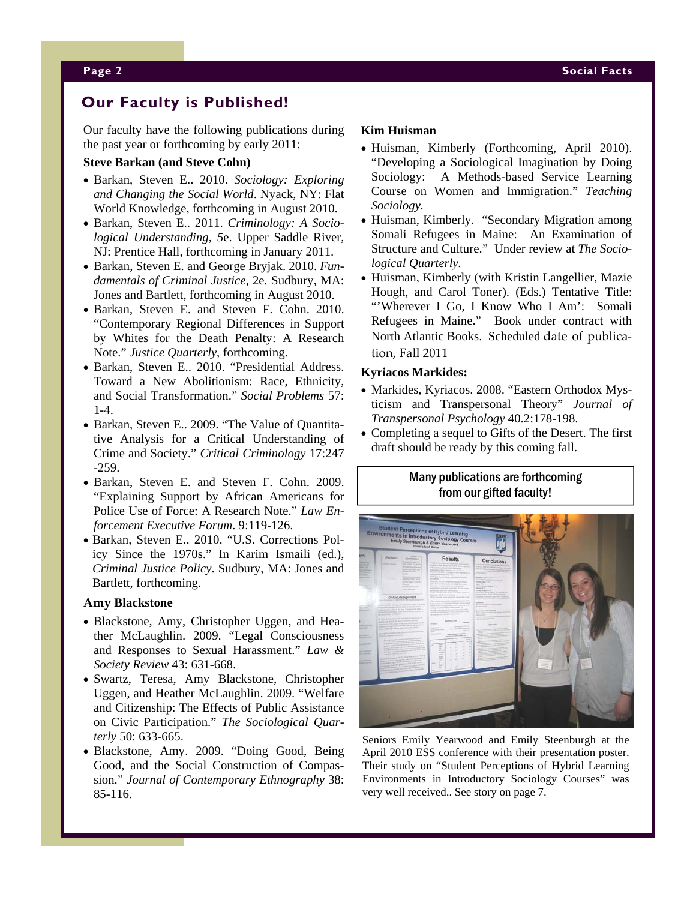## Our Faculty is Published!

Our faculty have the following publications during the past year or forthcoming by early 2011:

**Steve Barkan (and Steve Cohn)**

- Barkan, Steven E.. 2010. *Sociology: Exploring and Changing the Social World*. Nyack, NY: Flat World Knowledge, forthcoming in August 2010.
- Barkan, Steven E.. 2011. *Criminology: A Sociological Understanding, 5*e. Upper Saddle River, NJ: Prentice Hall, forthcoming in January 2011.
- Barkan, Steven E. and George Bryjak. 2010. *Fundamentals of Criminal Justice*, 2e. Sudbury, MA: Jones and Bartlett, forthcoming in August 2010.
- Barkan, Steven E. and Steven F. Cohn. 2010. "Contemporary Regional Differences in Support by Whites for the Death Penalty: A Research Note." *Justice Quarterly*, forthcoming.
- Barkan, Steven E.. 2010. "Presidential Address. Toward a New Abolitionism: Race, Ethnicity, and Social Transformation." *Social Problems* 57: 1-4.
- Barkan, Steven E.. 2009. "The Value of Quantitative Analysis for a Critical Understanding of Crime and Society." *Critical Criminology* 17:247-259.
- Barkan, Steven E. and Steven F. Cohn. 2009. "Explaining Support by African Americans for Police Use of Force: A Research Note." *Law Enforcement Executive Forum*. 9:119-126.
- Barkan, Steven E.. 2010. "U.S. Corrections Policy Since the 1970s." In Karim Ismaili (ed.), *Criminal Justice Policy*. Sudbury, MA: Jones and Bartlett, forthcoming.

**Amy Blackstone**

- Blackstone, Amy, Christopher Uggen, and Heather McLaughlin. 2009. "Legal Consciousness and Responses to Sexual Harassment." *Law & Society Review* 43: 631-668.
- Swartz, Teresa, Amy Blackstone, Christopher Uggen, and Heather McLaughlin. 2009. "Welfare and Citizenship: The Effects of Public Assistance on Civic Participation." *The Sociological Quarterly* 50: 633-665.
- Blackstone, Amy. 2009. "Doing Good, Being Good, and the Social Construction of Compassion." *Journal of Contemporary Ethnography* 38: 85-116.

**Kim Huisman**

- Huisman, Kimberly (Forthcoming, April 2010). "Developing a Sociological Imagination by Doing Sociology: A Methods-based Service Learning Course on Women and Immigration." *Teaching Sociology.*
- Huisman, Kimberly. "Secondary Migration among Somali Refugees in Maine: An Examination of Structure and Culture." Under review at *The Sociological Quarterly.*
- Huisman, Kimberly (with Kristin Langellier, Mazie Hough, and Carol Toner). (Eds.) Tentative Title: "'Wherever I Go, I Know Who I Am': Somali Refugees in Maine." Book under contract with North Atlantic Books. Scheduled date of publication, Fall 2011

**Kyriacos Markides:**

- Markides, Kyriacos. 2008. "Eastern Orthodox Mysticism and Transpersonal Theory" *Journal of Transpersonal Psychology* 40.2:178-198.
- Completing a sequel to Gifts of the Desert. The first draft should be ready by this coming fall.

Many publications are forthcoming from our gifted faculty!

Seniors Emily Yearwood and Emily Steenburgh at the April 2010 ESS conference with their presentation poster. Their study on "Student Perceptions of Hybrid Learning Environments in Introductory Sociology Courses" was very well received.. See story on page 7.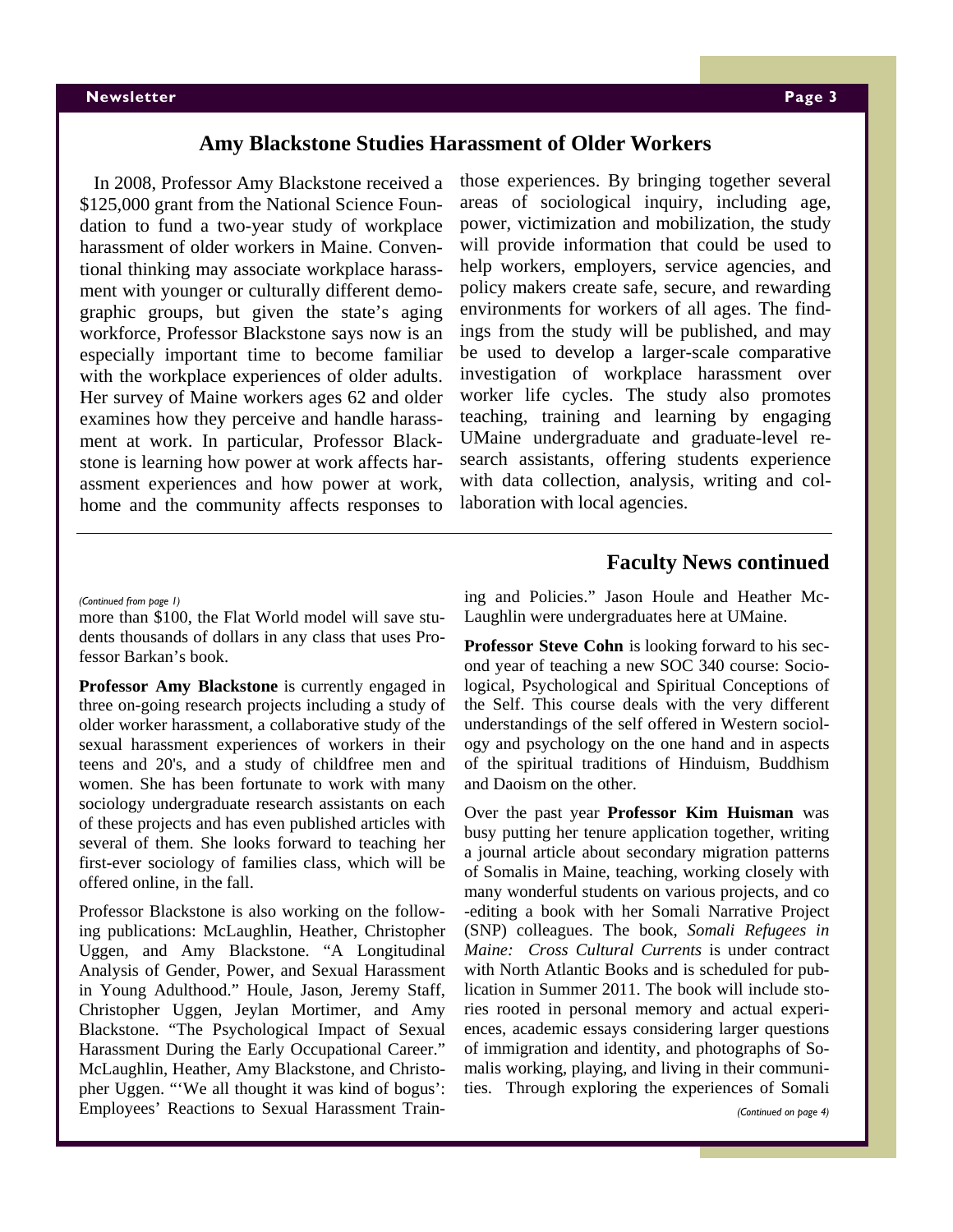## Amy Blackstone Studies Harassment of Older Workers

In 2008, Professor Amy Blackstone received a $125,000 grant from the National Science Foundation to fund a two-year study of workplace harassment of older workers in Maine. Conventional thinking may associate workplace harassment with younger or culturally different demographic groups, but given the state's aging workforce, Professor Blackstone says now is an especially important time to become familiar with the workplace experiences of older adults. Her survey of Maine workers ages 62 and older examines how they perceive and handle harassment at work. In particular, Professor Blackstone is learning how power at work affects harassment experiences and how power at work, home and the community affects responses to those experiences. By bringing together several areas of sociological inquiry, including age, power, victimization and mobilization, the study will provide information that could be used to help workers, employers, service agencies, and policy makers create safe, secure, and rewarding environments for workers of all ages. The findings from the study will be published, and may be used to develop a larger-scale comparative investigation of workplace harassment over worker life cycles. The study also promotes teaching, training and learning by engaging UMaine undergraduate and graduate-level research assistants, offering students experience with data collection, analysis, writing and collaboration with local agencies.

## Faculty News continued

*(Continued from page 1)*

more than $100, the Flat World model will save students thousands of dollars in any class that uses Professor Barkan's book.

**Professor Amy Blackstone** is currently engaged in three on-going research projects including a study of older worker harassment, a collaborative study of the sexual harassment experiences of workers in their teens and 20's, and a study of childfree men and women. She has been fortunate to work with many sociology undergraduate research assistants on each of these projects and has even published articles with several of them. She looks forward to teaching her first-ever sociology of families class, which will be offered online, in the fall.

Professor Blackstone is also working on the following publications: McLaughlin, Heather, Christopher Uggen, and Amy Blackstone. "A Longitudinal Analysis of Gender, Power, and Sexual Harassment in Young Adulthood." Houle, Jason, Jeremy Staff, Christopher Uggen, Jeylan Mortimer, and Amy Blackstone. "The Psychological Impact of Sexual Harassment During the Early Occupational Career." McLaughlin, Heather, Amy Blackstone, and Christopher Uggen. "'We all thought it was kind of bogus': Employees' Reactions to Sexual Harassment Training and Policies." Jason Houle and Heather McLaughlin were undergraduates here at UMaine.

**Professor Steve Cohn** is looking forward to his second year of teaching a new SOC 340 course: Sociological, Psychological and Spiritual Conceptions of the Self. This course deals with the very different understandings of the self offered in Western sociology and psychology on the one hand and in aspects of the spiritual traditions of Hinduism, Buddhism and Daoism on the other.

Over the past year **Professor Kim Huisman** was busy putting her tenure application together, writing a journal article about secondary migration patterns of Somalis in Maine, teaching, working closely with many wonderful students on various projects, and co-editing a book with her Somali Narrative Project (SNP) colleagues. The book, *Somali Refugees in Maine: Cross Cultural Currents* is under contract with North Atlantic Books and is scheduled for publication in Summer 2011. The book will include stories rooted in personal memory and actual experiences, academic essays considering larger questions of immigration and identity, and photographs of Somalis working, playing, and living in their communities. Through exploring the experiences of Somali

*(Continued on page 4)*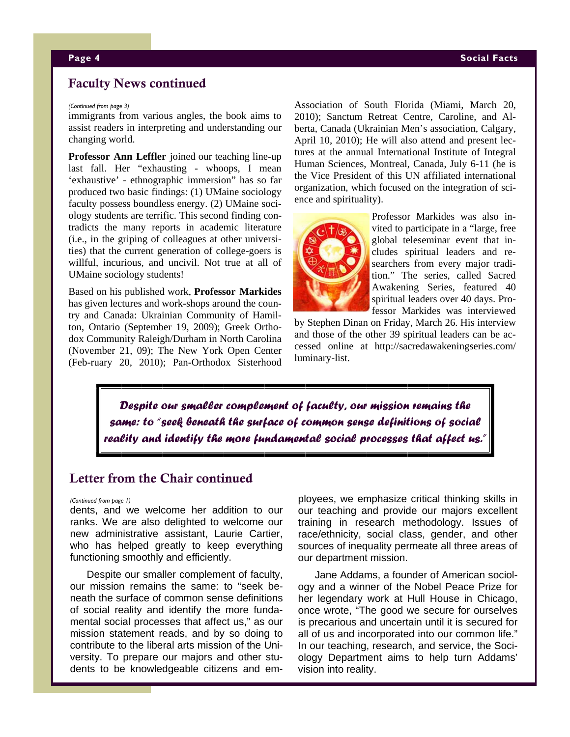## Faculty News continued

*(Continued from page 3)*

immigrants from various angles, the book aims to assist readers in interpreting and understanding our changing world.

**Professor Ann Leffler** joined our teaching line-up last fall. Her "exhausting - whoops, I mean 'exhaustive' - ethnographic immersion" has so far produced two basic findings: (1) UMaine sociology faculty possess boundless energy. (2) UMaine sociology students are terrific. This second finding contradicts the many reports in academic literature (i.e., in the griping of colleagues at other universities) that the current generation of college-goers is willful, incurious, and uncivil. Not true at all of UMaine sociology students!

Based on his published work, **Professor Markides** has given lectures and work-shops around the country and Canada: Ukrainian Community of Hamilton, Ontario (September 19, 2009); Greek Orthodox Community Raleigh/Durham in North Carolina (November 21, 09); The New York Open Center (Feb-ruary 20, 2010); Pan-Orthodox Sisterhood Association of South Florida (Miami, March 20, 2010); Sanctum Retreat Centre, Caroline, and Alberta, Canada (Ukrainian Men's association, Calgary, April 10, 2010); He will also attend and present lectures at the annual International Institute of Integral Human Sciences, Montreal, Canada, July 6-11 (he is the Vice President of this UN affiliated international organization, which focused on the integration of science and spirituality).

Professor Markides was also invited to participate in a "large, free global teleseminar event that includes spiritual leaders and researchers from every major tradition." The series, called Sacred Awakening Series, featured 40 spiritual leaders over 40 days. Professor Markides was interviewed by Stephen Dinan on Friday, March 26. His interview and those of the other 39 spiritual leaders can be accessed online at http://sacredawakeningseries.com/luminary-list.

> ***Despite our smaller complement of faculty, our mission remains the same: to "seek beneath the surface of common sense definitions of social reality and identify the more fundamental social processes that affect us."***

## Letter from the Chair continued

*(Continued from page 1)*

dents, and we welcome her addition to our ranks. We are also delighted to welcome our new administrative assistant, Laurie Cartier, who has helped greatly to keep everything functioning smoothly and efficiently.

Despite our smaller complement of faculty, our mission remains the same: to "seek beneath the surface of common sense definitions of social reality and identify the more fundamental social processes that affect us," as our mission statement reads, and by so doing to contribute to the liberal arts mission of the University. To prepare our majors and other students to be knowledgeable citizens and employees, we emphasize critical thinking skills in our teaching and provide our majors excellent training in research methodology. Issues of race/ethnicity, social class, gender, and other sources of inequality permeate all three areas of our department mission.

Jane Addams, a founder of American sociology and a winner of the Nobel Peace Prize for her legendary work at Hull House in Chicago, once wrote, "The good we secure for ourselves is precarious and uncertain until it is secured for all of us and incorporated into our common life." In our teaching, research, and service, the Sociology Department aims to help turn Addams' vision into reality.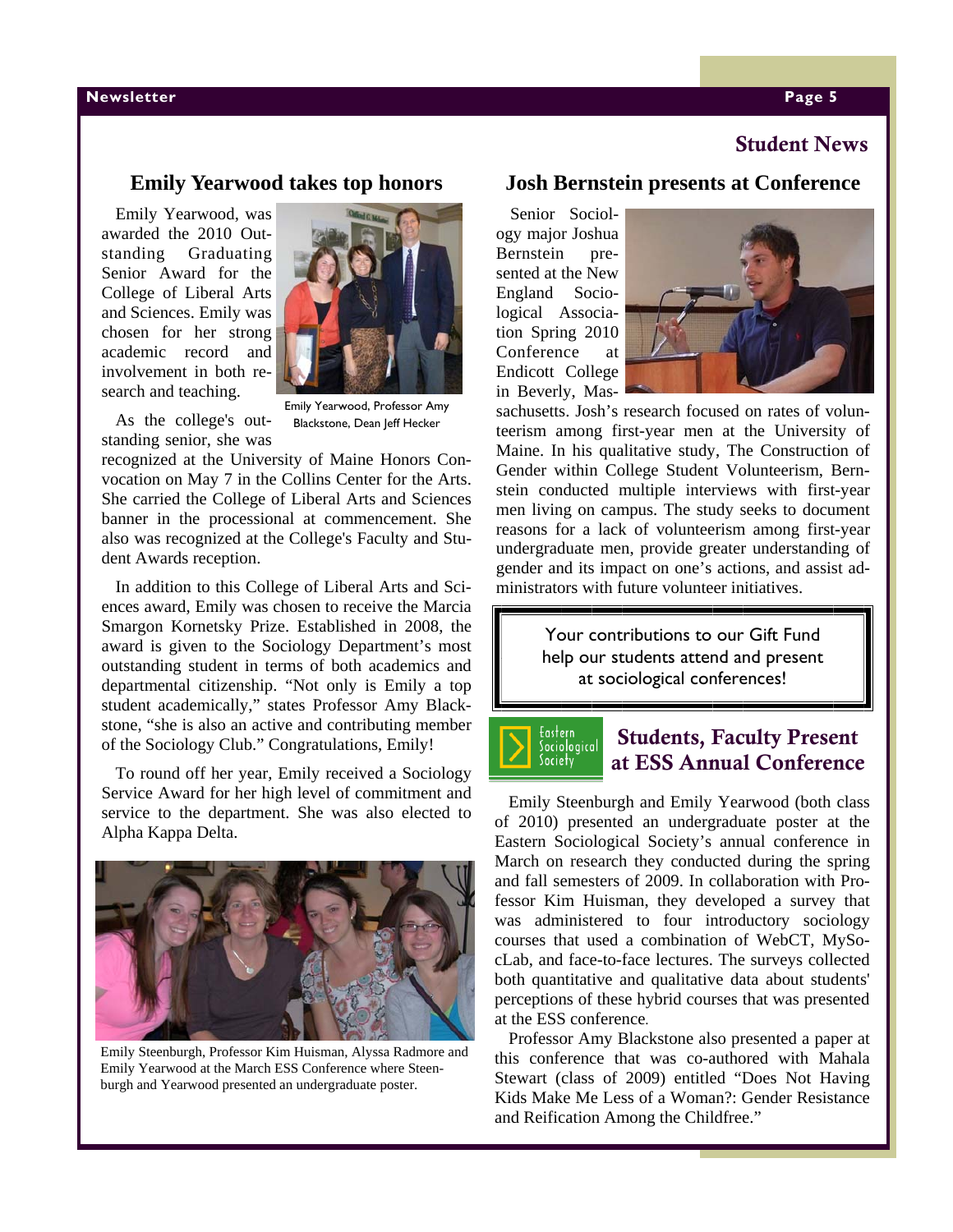## Student News

### Emily Yearwood takes top honors

Emily Yearwood, was awarded the 2010 Outstanding Graduating Senior Award for the College of Liberal Arts and Sciences. Emily was chosen for her strong academic record and involvement in both research and teaching.

Emily Yearwood, Professor Amy Blackstone, Dean Jeff Hecker

As the college's outstanding senior, she was recognized at the University of Maine Honors Convocation on May 7 in the Collins Center for the Arts. She carried the College of Liberal Arts and Sciences banner in the processional at commencement. She also was recognized at the College's Faculty and Student Awards reception.

In addition to this College of Liberal Arts and Sciences award, Emily was chosen to receive the Marcia Smargon Kornetsky Prize. Established in 2008, the award is given to the Sociology Department's most outstanding student in terms of both academics and departmental citizenship. "Not only is Emily a top student academically," states Professor Amy Blackstone, "she is also an active and contributing member of the Sociology Club." Congratulations, Emily!

To round off her year, Emily received a Sociology Service Award for her high level of commitment and service to the department. She was also elected to Alpha Kappa Delta.

Emily Steenburgh, Professor Kim Huisman, Alyssa Radmore and Emily Yearwood at the March ESS Conference where Steenburgh and Yearwood presented an undergraduate poster.

### Josh Bernstein presents at Conference

Senior Sociology major Joshua Bernstein presented at the New England Sociological Association Spring 2010 Conference at Endicott College in Beverly, Massachusetts. Josh's research focused on rates of volunteerism among first-year men at the University of Maine. In his qualitative study, The Construction of Gender within College Student Volunteerism, Bernstein conducted multiple interviews with first-year men living on campus. The study seeks to document reasons for a lack of volunteerism among first-year undergraduate men, provide greater understanding of gender and its impact on one's actions, and assist administrators with future volunteer initiatives.

> Your contributions to our Gift Fund help our students attend and present at sociological conferences!

Eastern Sociological Society

### Students, Faculty Present at ESS Annual Conference

Emily Steenburgh and Emily Yearwood (both class of 2010) presented an undergraduate poster at the Eastern Sociological Society's annual conference in March on research they conducted during the spring and fall semesters of 2009. In collaboration with Professor Kim Huisman, they developed a survey that was administered to four introductory sociology courses that used a combination of WebCT, MySocLab, and face-to-face lectures. The surveys collected both quantitative and qualitative data about students' perceptions of these hybrid courses that was presented at the ESS conference.

Professor Amy Blackstone also presented a paper at this conference that was co-authored with Mahala Stewart (class of 2009) entitled "Does Not Having Kids Make Me Less of a Woman?: Gender Resistance and Reification Among the Childfree."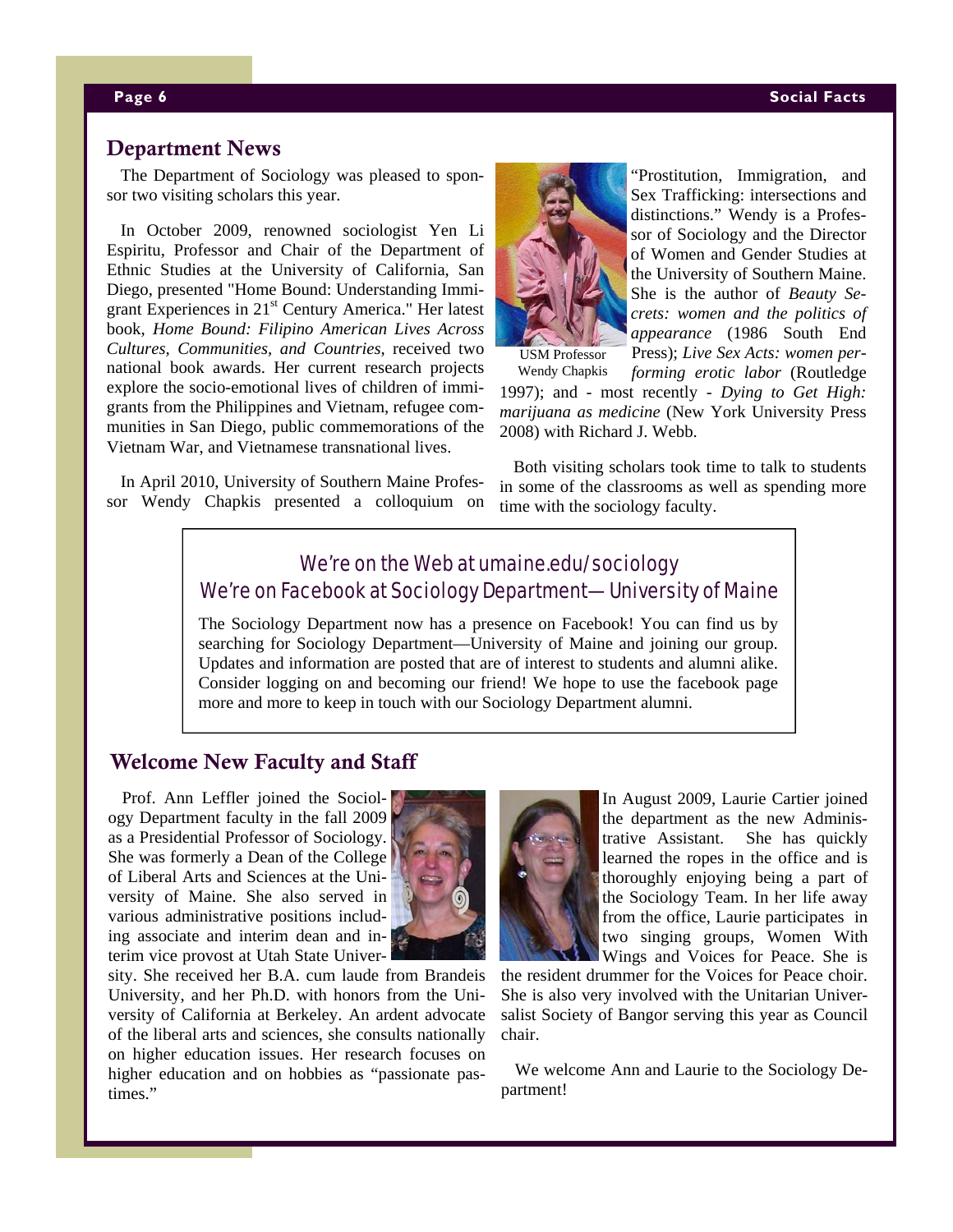## Department News

The Department of Sociology was pleased to sponsor two visiting scholars this year.

In October 2009, renowned sociologist Yen Li Espiritu, Professor and Chair of the Department of Ethnic Studies at the University of California, San Diego, presented "Home Bound: Understanding Immigrant Experiences in 21st Century America." Her latest book, *Home Bound: Filipino American Lives Across Cultures, Communities, and Countries*, received two national book awards. Her current research projects explore the socio-emotional lives of children of immigrants from the Philippines and Vietnam, refugee communities in San Diego, public commemorations of the Vietnam War, and Vietnamese transnational lives.

In April 2010, University of Southern Maine Professor Wendy Chapkis presented a colloquium on "Prostitution, Immigration, and Sex Trafficking: intersections and distinctions." Wendy is a Professor of Sociology and the Director of Women and Gender Studies at the University of Southern Maine. She is the author of *Beauty Secrets: women and the politics of appearance* (1986 South End Press); *Live Sex Acts: women performing erotic labor* (Routledge 1997); and - most recently - *Dying to Get High: marijuana as medicine* (New York University Press 2008) with Richard J. Webb.

USM Professor Wendy Chapkis

Both visiting scholars took time to talk to students in some of the classrooms as well as spending more time with the sociology faculty.

> **We're on the Web at umaine.edu/sociology**
> **We're on Facebook at Sociology Department—University of Maine**
>
> The Sociology Department now has a presence on Facebook! You can find us by searching for Sociology Department—University of Maine and joining our group. Updates and information are posted that are of interest to students and alumni alike. Consider logging on and becoming our friend! We hope to use the facebook page more and more to keep in touch with our Sociology Department alumni.

## Welcome New Faculty and Staff

Prof. Ann Leffler joined the Sociology Department faculty in the fall 2009 as a Presidential Professor of Sociology. She was formerly a Dean of the College of Liberal Arts and Sciences at the University of Maine. She also served in various administrative positions including associate and interim dean and interim vice provost at Utah State University. She received her B.A. cum laude from Brandeis University, and her Ph.D. with honors from the University of California at Berkeley. An ardent advocate of the liberal arts and sciences, she consults nationally on higher education issues. Her research focuses on higher education and on hobbies as "passionate pastimes."

In August 2009, Laurie Cartier joined the department as the new Administrative Assistant. She has quickly learned the ropes in the office and is thoroughly enjoying being a part of the Sociology Team. In her life away from the office, Laurie participates in two singing groups, Women With Wings and Voices for Peace. She is the resident drummer for the Voices for Peace choir. She is also very involved with the Unitarian Universalist Society of Bangor serving this year as Council chair.

We welcome Ann and Laurie to the Sociology Department!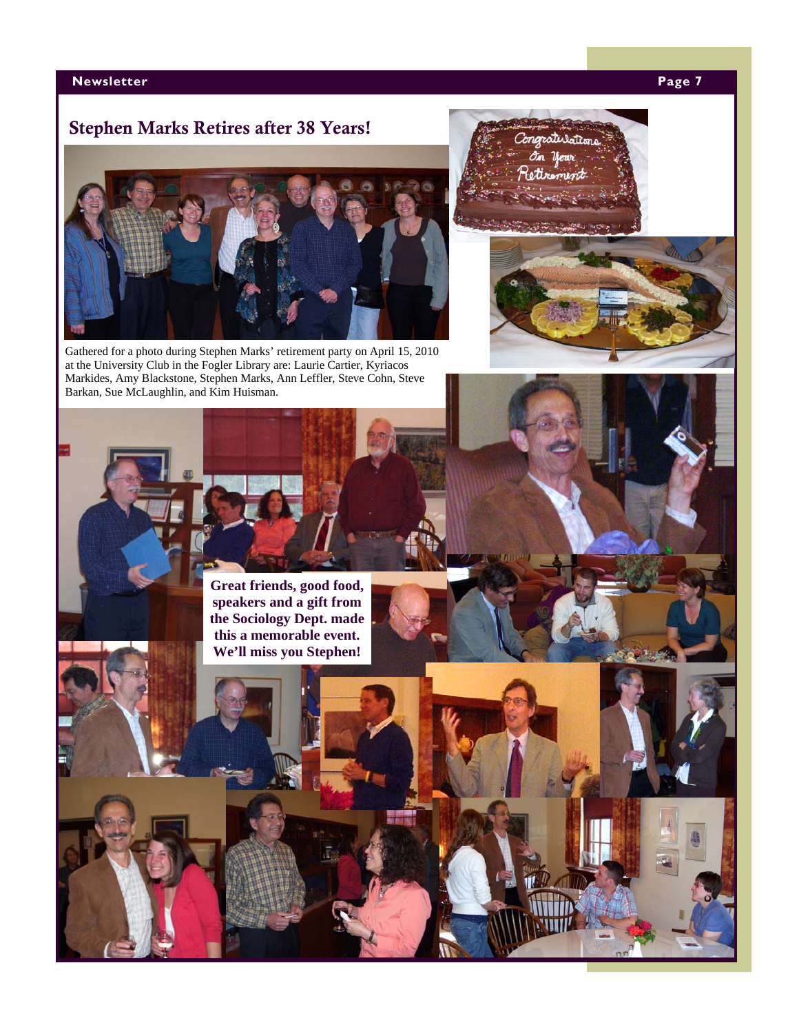## Stephen Marks Retires after 38 Years!

Gathered for a photo during Stephen Marks' retirement party on April 15, 2010 at the University Club in the Fogler Library are: Laurie Cartier, Kyriacos Markides, Amy Blackstone, Stephen Marks, Ann Leffler, Steve Cohn, Steve Barkan, Sue McLaughlin, and Kim Huisman.

**Great friends, good food, speakers and a gift from the Sociology Dept. made this a memorable event. We'll miss you Stephen!**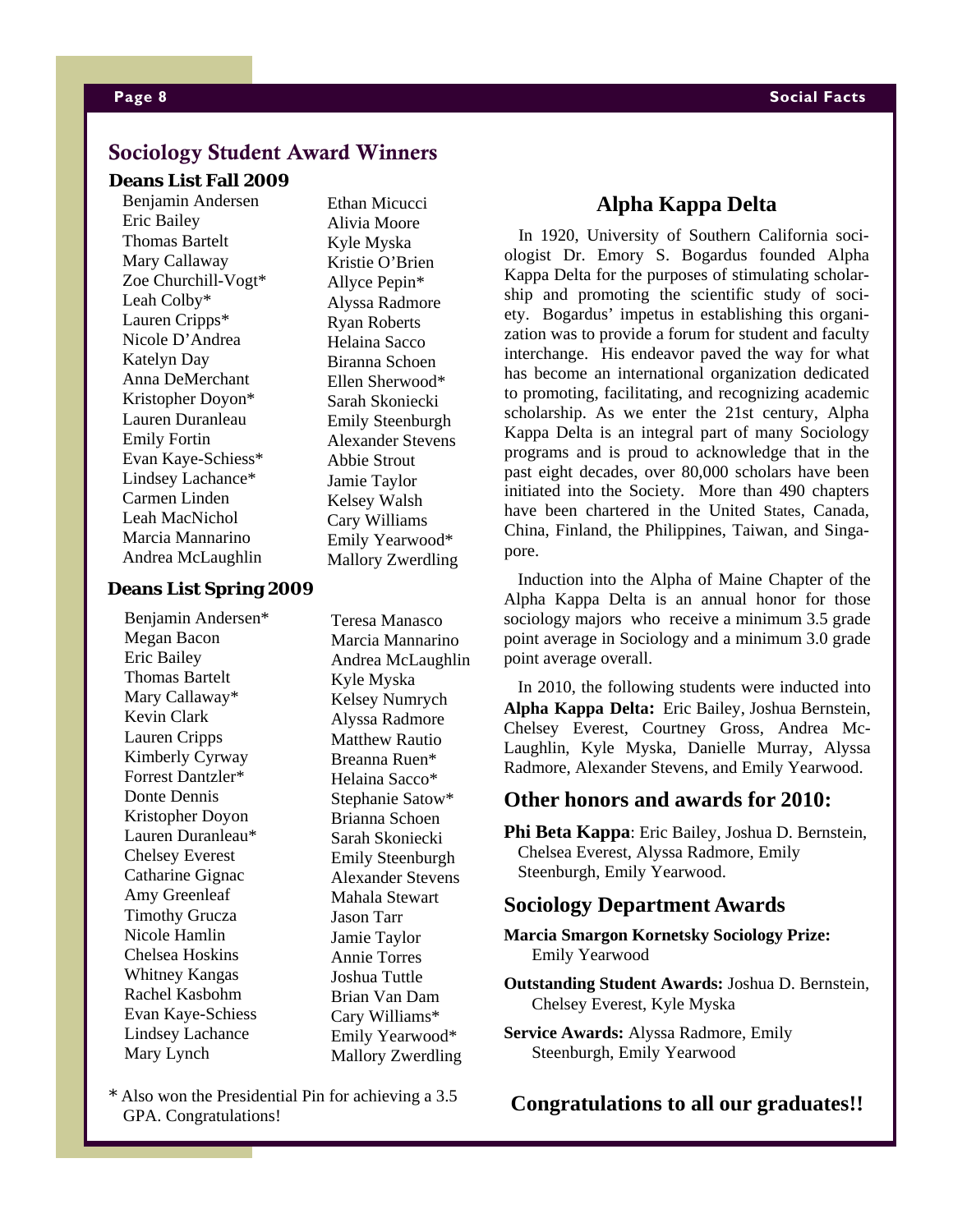## Sociology Student Award Winners

### Deans List Fall 2009

Benjamin Andersen
Eric Bailey
Thomas Bartelt
Mary Callaway
Zoe Churchill-Vogt*
Leah Colby*
Lauren Cripps*
Nicole D'Andrea
Katelyn Day
Anna DeMerchant
Kristopher Doyon*
Lauren Duranleau
Emily Fortin
Evan Kaye-Schiess*
Lindsey Lachance*
Carmen Linden
Leah MacNichol
Marcia Mannarino
Andrea McLaughlin
Ethan Micucci
Alivia Moore
Kyle Myska
Kristie O'Brien
Allyce Pepin*
Alyssa Radmore
Ryan Roberts
Helaina Sacco
Biranna Schoen
Ellen Sherwood*
Sarah Skoniecki
Emily Steenburgh
Alexander Stevens
Abbie Strout
Jamie Taylor
Kelsey Walsh
Cary Williams
Emily Yearwood*
Mallory Zwerdling

### Deans List Spring 2009

Benjamin Andersen*
Megan Bacon
Eric Bailey
Thomas Bartelt
Mary Callaway*
Kevin Clark
Lauren Cripps
Kimberly Cyrway
Forrest Dantzler*
Donte Dennis
Kristopher Doyon
Lauren Duranleau*
Chelsey Everest
Catharine Gignac
Amy Greenleaf
Timothy Grucza
Nicole Hamlin
Chelsea Hoskins
Whitney Kangas
Rachel Kasbohm
Evan Kaye-Schiess
Lindsey Lachance
Mary Lynch
Teresa Manasco
Marcia Mannarino
Andrea McLaughlin
Kyle Myska
Kelsey Numrych
Alyssa Radmore
Matthew Rautio
Breanna Ruen*
Helaina Sacco*
Stephanie Satow*
Brianna Schoen
Sarah Skoniecki
Emily Steenburgh
Alexander Stevens
Mahala Stewart
Jason Tarr
Jamie Taylor
Annie Torres
Joshua Tuttle
Brian Van Dam
Cary Williams*
Emily Yearwood*
Mallory Zwerdling

\* Also won the Presidential Pin for achieving a 3.5 GPA. Congratulations!

## Alpha Kappa Delta

In 1920, University of Southern California sociologist Dr. Emory S. Bogardus founded Alpha Kappa Delta for the purposes of stimulating scholarship and promoting the scientific study of society. Bogardus' impetus in establishing this organization was to provide a forum for student and faculty interchange. His endeavor paved the way for what has become an international organization dedicated to promoting, facilitating, and recognizing academic scholarship. As we enter the 21st century, Alpha Kappa Delta is an integral part of many Sociology programs and is proud to acknowledge that in the past eight decades, over 80,000 scholars have been initiated into the Society. More than 490 chapters have been chartered in the United States, Canada, China, Finland, the Philippines, Taiwan, and Singapore.

Induction into the Alpha of Maine Chapter of the Alpha Kappa Delta is an annual honor for those sociology majors who receive a minimum 3.5 grade point average in Sociology and a minimum 3.0 grade point average overall.

In 2010, the following students were inducted into **Alpha Kappa Delta:** Eric Bailey, Joshua Bernstein, Chelsey Everest, Courtney Gross, Andrea McLaughlin, Kyle Myska, Danielle Murray, Alyssa Radmore, Alexander Stevens, and Emily Yearwood.

## Other honors and awards for 2010:

**Phi Beta Kappa**: Eric Bailey, Joshua D. Bernstein, Chelsea Everest, Alyssa Radmore, Emily Steenburgh, Emily Yearwood.

## Sociology Department Awards

**Marcia Smargon Kornetsky Sociology Prize:** Emily Yearwood

**Outstanding Student Awards:** Joshua D. Bernstein, Chelsey Everest, Kyle Myska

**Service Awards:** Alyssa Radmore, Emily Steenburgh, Emily Yearwood

## Congratulations to all our graduates!!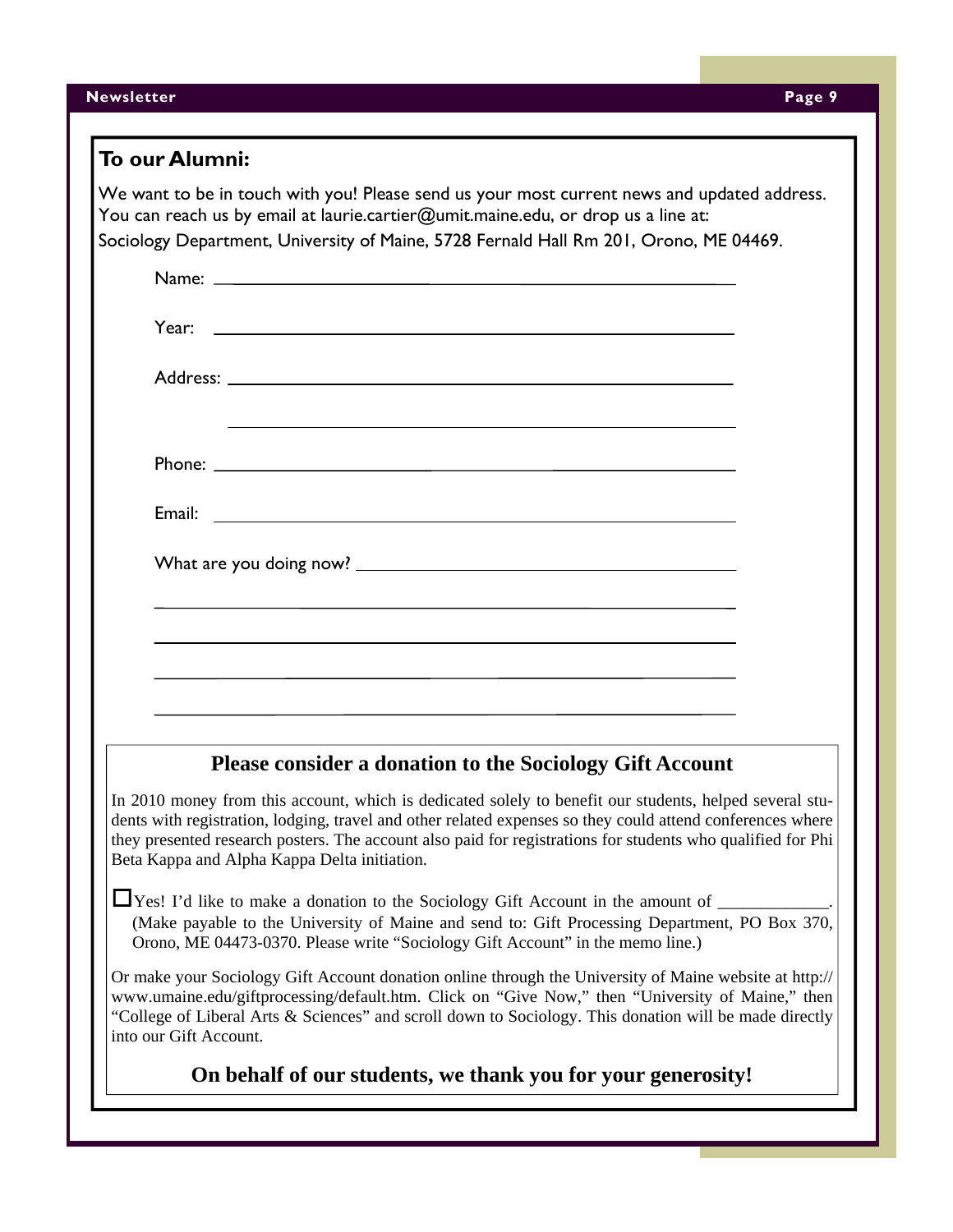## To our Alumni:

We want to be in touch with you! Please send us your most current news and updated address. You can reach us by email at laurie.cartier@umit.maine.edu, or drop us a line at:
Sociology Department, University of Maine, 5728 Fernald Hall Rm 201, Orono, ME 04469.

Name: ____________________________________________

Year: ____________________________________________

Address: __________________________________________

__________________________________________________

Phone: ___________________________________________

Email: ____________________________________________

What are you doing now? ____________________________

__________________________________________________

__________________________________________________

__________________________________________________

__________________________________________________

### Please consider a donation to the Sociology Gift Account

In 2010 money from this account, which is dedicated solely to benefit our students, helped several students with registration, lodging, travel and other related expenses so they could attend conferences where they presented research posters. The account also paid for registrations for students who qualified for Phi Beta Kappa and Alpha Kappa Delta initiation.

☐ Yes! I'd like to make a donation to the Sociology Gift Account in the amount of _____________. (Make payable to the University of Maine and send to: Gift Processing Department, PO Box 370, Orono, ME 04473-0370. Please write "Sociology Gift Account" in the memo line.)

Or make your Sociology Gift Account donation online through the University of Maine website at http://www.umaine.edu/giftprocessing/default.htm. Click on "Give Now," then "University of Maine," then "College of Liberal Arts & Sciences" and scroll down to Sociology. This donation will be made directly into our Gift Account.

**On behalf of our students, we thank you for your generosity!**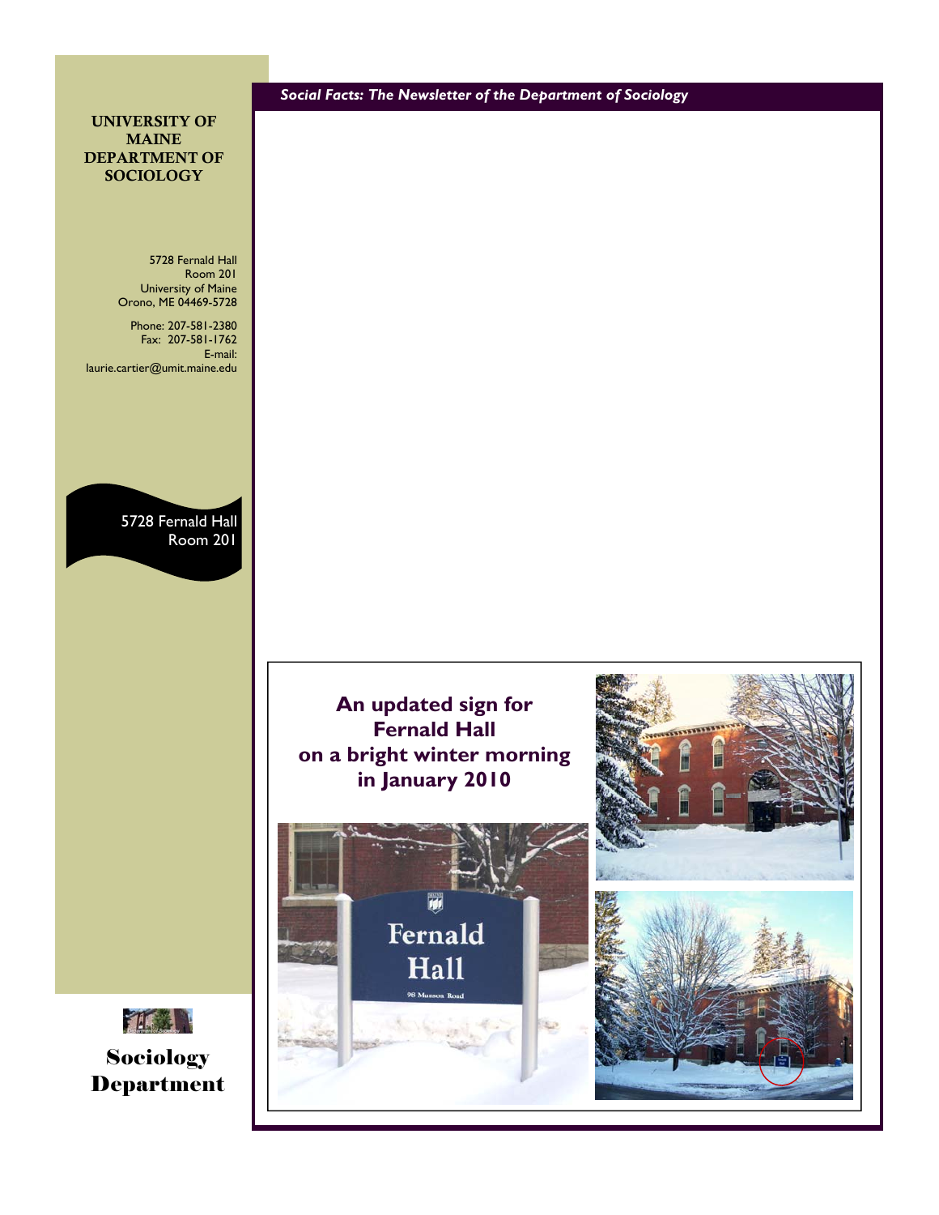*Social Facts: The Newsletter of the Department of Sociology*

**UNIVERSITY OF MAINE DEPARTMENT OF SOCIOLOGY**

5728 Fernald Hall
Room 201
University of Maine
Orono, ME 04469-5728

Phone: 207-581-2380
Fax: 207-581-1762
E-mail:
laurie.cartier@umit.maine.edu

5728 Fernald Hall
Room 201

**Sociology Department**

## An updated sign for Fernald Hall on a bright winter morning in January 2010